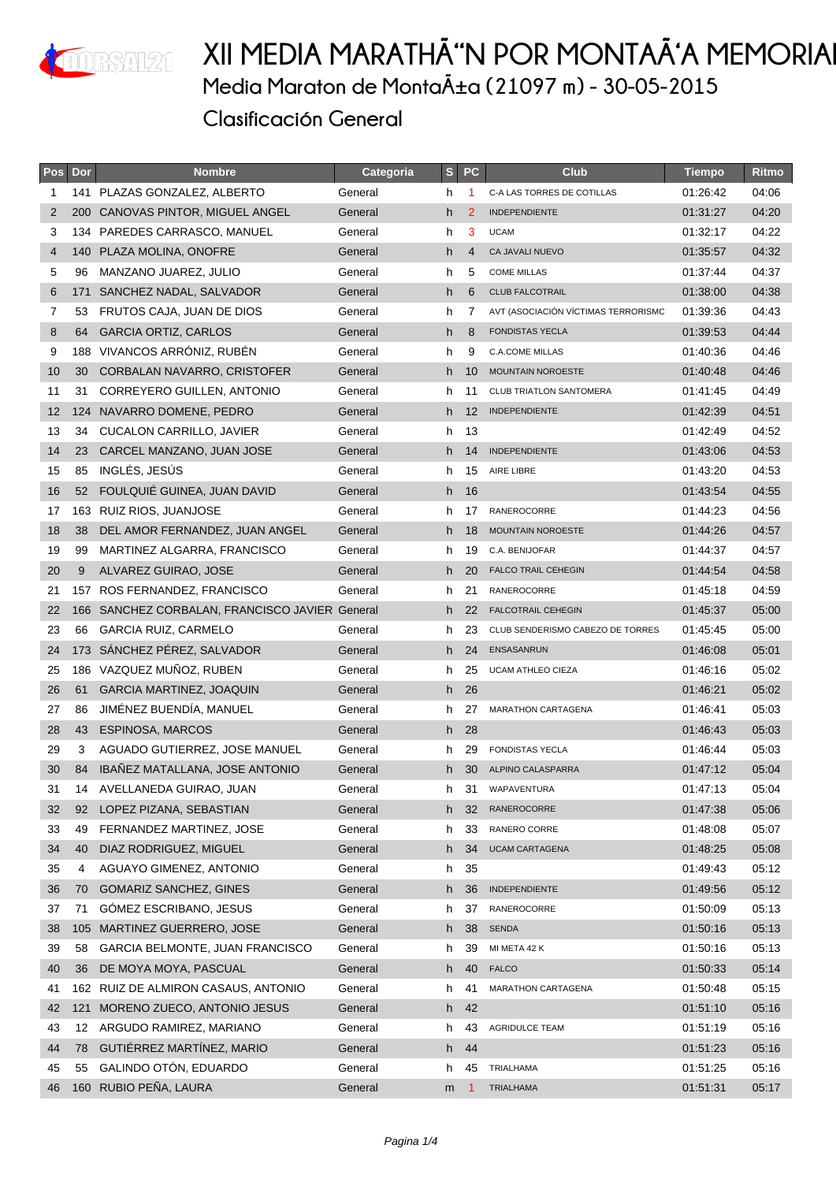# XII MEDIA MARATHÃ“N POR MONTAÃ'A MEMORIAL

## Media Maraton de MontaÃ±a (21097 m) - 30-05-2015

## Clasificación General

| Pos | Dor | Nombre | Categoria | S | PC | Club | Tiempo | Ritmo |
|---|---|---|---|---|---|---|---|---|
| 1 | 141 | PLAZAS GONZALEZ, ALBERTO | General | h | 1 | C-A LAS TORRES DE COTILLAS | 01:26:42 | 04:06 |
| 2 | 200 | CANOVAS PINTOR, MIGUEL ANGEL | General | h | 2 | INDEPENDIENTE | 01:31:27 | 04:20 |
| 3 | 134 | PAREDES CARRASCO, MANUEL | General | h | 3 | UCAM | 01:32:17 | 04:22 |
| 4 | 140 | PLAZA MOLINA, ONOFRE | General | h | 4 | CA JAVALI NUEVO | 01:35:57 | 04:32 |
| 5 | 96 | MANZANO JUAREZ, JULIO | General | h | 5 | COME MILLAS | 01:37:44 | 04:37 |
| 6 | 171 | SANCHEZ NADAL, SALVADOR | General | h | 6 | CLUB FALCOTRAIL | 01:38:00 | 04:38 |
| 7 | 53 | FRUTOS CAJA, JUAN DE DIOS | General | h | 7 | AVT (ASOCIACIÓN VÍCTIMAS TERRORISMC | 01:39:36 | 04:43 |
| 8 | 64 | GARCIA ORTIZ, CARLOS | General | h | 8 | FONDISTAS YECLA | 01:39:53 | 04:44 |
| 9 | 188 | VIVANCOS ARRÓNIZ, RUBÉN | General | h | 9 | C.A.COME MILLAS | 01:40:36 | 04:46 |
| 10 | 30 | CORBALAN NAVARRO, CRISTOFER | General | h | 10 | MOUNTAIN NOROESTE | 01:40:48 | 04:46 |
| 11 | 31 | CORREYERO GUILLEN, ANTONIO | General | h | 11 | CLUB TRIATLON SANTOMERA | 01:41:45 | 04:49 |
| 12 | 124 | NAVARRO DOMENE, PEDRO | General | h | 12 | INDEPENDIENTE | 01:42:39 | 04:51 |
| 13 | 34 | CUCALON CARRILLO, JAVIER | General | h | 13 | | 01:42:49 | 04:52 |
| 14 | 23 | CARCEL MANZANO, JUAN JOSE | General | h | 14 | INDEPENDIENTE | 01:43:06 | 04:53 |
| 15 | 85 | INGLÉS, JESÚS | General | h | 15 | AIRE LIBRE | 01:43:20 | 04:53 |
| 16 | 52 | FOULQUIÉ GUINEA, JUAN DAVID | General | h | 16 | | 01:43:54 | 04:55 |
| 17 | 163 | RUIZ RIOS, JUANJOSE | General | h | 17 | RANEROCORRE | 01:44:23 | 04:56 |
| 18 | 38 | DEL AMOR FERNANDEZ, JUAN ANGEL | General | h | 18 | MOUNTAIN NOROESTE | 01:44:26 | 04:57 |
| 19 | 99 | MARTINEZ ALGARRA, FRANCISCO | General | h | 19 | C.A. BENIJOFAR | 01:44:37 | 04:57 |
| 20 | 9 | ALVAREZ GUIRAO, JOSE | General | h | 20 | FALCO TRAIL CEHEGIN | 01:44:54 | 04:58 |
| 21 | 157 | ROS FERNANDEZ, FRANCISCO | General | h | 21 | RANEROCORRE | 01:45:18 | 04:59 |
| 22 | 166 | SANCHEZ CORBALAN, FRANCISCO JAVIER | General | h | 22 | FALCOTRAIL CEHEGIN | 01:45:37 | 05:00 |
| 23 | 66 | GARCIA RUIZ, CARMELO | General | h | 23 | CLUB SENDERISMO CABEZO DE TORRES | 01:45:45 | 05:00 |
| 24 | 173 | SÁNCHEZ PÉREZ, SALVADOR | General | h | 24 | ENSASANRUN | 01:46:08 | 05:01 |
| 25 | 186 | VAZQUEZ MUÑOZ, RUBEN | General | h | 25 | UCAM ATHLEO CIEZA | 01:46:16 | 05:02 |
| 26 | 61 | GARCIA MARTINEZ, JOAQUIN | General | h | 26 | | 01:46:21 | 05:02 |
| 27 | 86 | JIMÉNEZ BUENDÍA, MANUEL | General | h | 27 | MARATHON CARTAGENA | 01:46:41 | 05:03 |
| 28 | 43 | ESPINOSA, MARCOS | General | h | 28 | | 01:46:43 | 05:03 |
| 29 | 3 | AGUADO GUTIERREZ, JOSE MANUEL | General | h | 29 | FONDISTAS YECLA | 01:46:44 | 05:03 |
| 30 | 84 | IBAÑEZ MATALLANA, JOSE ANTONIO | General | h | 30 | ALPINO CALASPARRA | 01:47:12 | 05:04 |
| 31 | 14 | AVELLANEDA GUIRAO, JUAN | General | h | 31 | WAPAVENTURA | 01:47:13 | 05:04 |
| 32 | 92 | LOPEZ PIZANA, SEBASTIAN | General | h | 32 | RANEROCORRE | 01:47:38 | 05:06 |
| 33 | 49 | FERNANDEZ MARTINEZ, JOSE | General | h | 33 | RANERO CORRE | 01:48:08 | 05:07 |
| 34 | 40 | DIAZ RODRIGUEZ, MIGUEL | General | h | 34 | UCAM CARTAGENA | 01:48:25 | 05:08 |
| 35 | 4 | AGUAYO GIMENEZ, ANTONIO | General | h | 35 | | 01:49:43 | 05:12 |
| 36 | 70 | GOMARIZ SANCHEZ, GINES | General | h | 36 | INDEPENDIENTE | 01:49:56 | 05:12 |
| 37 | 71 | GÓMEZ ESCRIBANO, JESUS | General | h | 37 | RANEROCORRE | 01:50:09 | 05:13 |
| 38 | 105 | MARTINEZ GUERRERO, JOSE | General | h | 38 | SENDA | 01:50:16 | 05:13 |
| 39 | 58 | GARCIA BELMONTE, JUAN FRANCISCO | General | h | 39 | MI META 42 K | 01:50:16 | 05:13 |
| 40 | 36 | DE MOYA MOYA, PASCUAL | General | h | 40 | FALCO | 01:50:33 | 05:14 |
| 41 | 162 | RUIZ DE ALMIRON CASAUS, ANTONIO | General | h | 41 | MARATHON CARTAGENA | 01:50:48 | 05:15 |
| 42 | 121 | MORENO ZUECO, ANTONIO JESUS | General | h | 42 | | 01:51:10 | 05:16 |
| 43 | 12 | ARGUDO RAMIREZ, MARIANO | General | h | 43 | AGRIDULCE TEAM | 01:51:19 | 05:16 |
| 44 | 78 | GUTIÉRREZ MARTÍNEZ, MARIO | General | h | 44 | | 01:51:23 | 05:16 |
| 45 | 55 | GALINDO OTÓN, EDUARDO | General | h | 45 | TRIALHAMA | 01:51:25 | 05:16 |
| 46 | 160 | RUBIO PEÑA, LAURA | General | m | 1 | TRIALHAMA | 01:51:31 | 05:17 |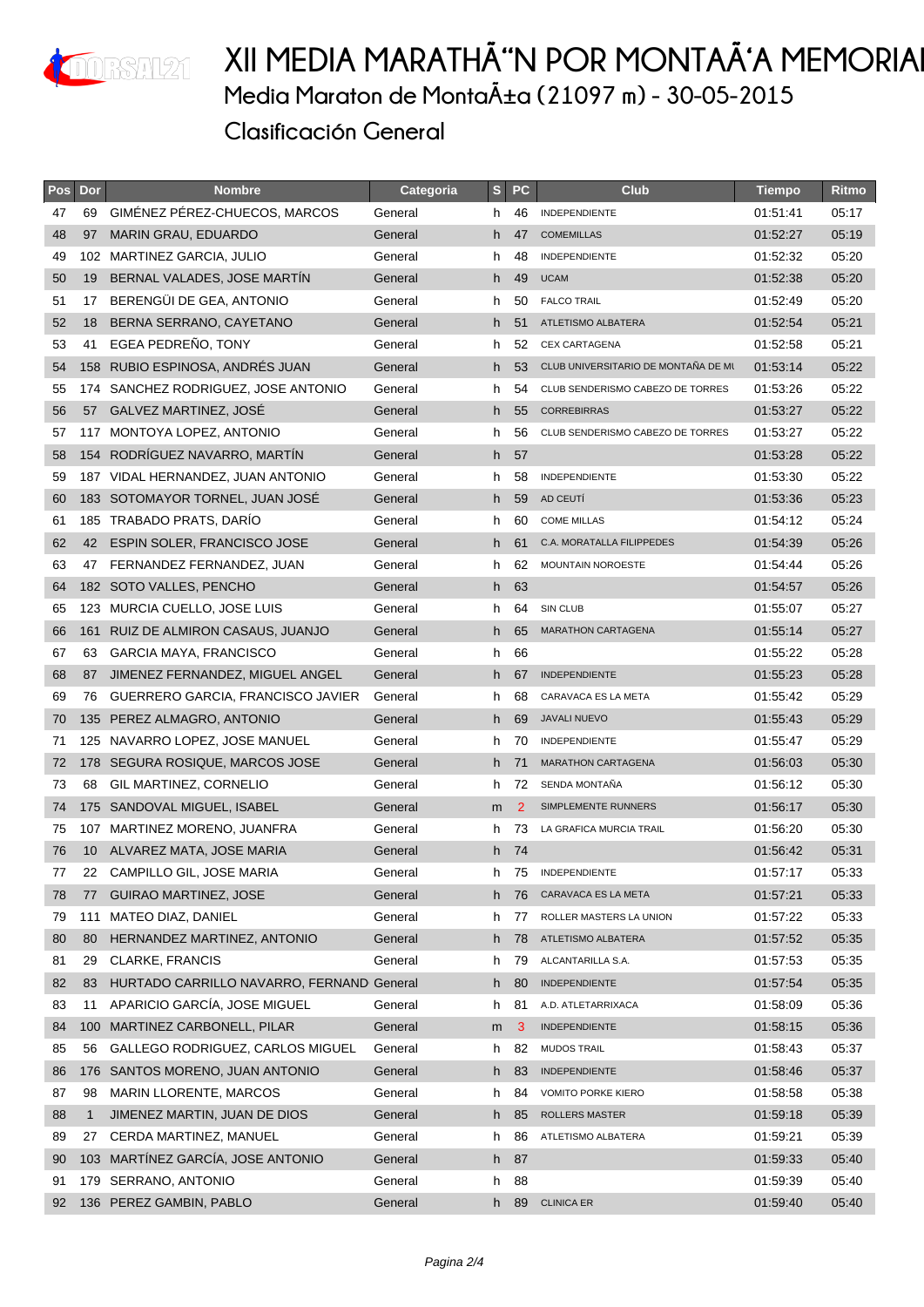# XII MEDIA MARATHÃ"N POR MONTAÃ'A MEMORIAI

## Media Maraton de MontaÃ±a (21097 m) - 30-05-2015

## Clasificación General

| Pos | Dor | Nombre | Categoria | S | PC | Club | Tiempo | Ritmo |
|---|---|---|---|---|---|---|---|---|
| 47 | 69 | GIMÉNEZ PÉREZ-CHUECOS, MARCOS | General | h | 46 | INDEPENDIENTE | 01:51:41 | 05:17 |
| 48 | 97 | MARIN GRAU, EDUARDO | General | h | 47 | COMEMILLAS | 01:52:27 | 05:19 |
| 49 | 102 | MARTINEZ GARCIA, JULIO | General | h | 48 | INDEPENDIENTE | 01:52:32 | 05:20 |
| 50 | 19 | BERNAL VALADES, JOSE MARTÍN | General | h | 49 | UCAM | 01:52:38 | 05:20 |
| 51 | 17 | BERENGÜI DE GEA, ANTONIO | General | h | 50 | FALCO TRAIL | 01:52:49 | 05:20 |
| 52 | 18 | BERNA SERRANO, CAYETANO | General | h | 51 | ATLETISMO ALBATERA | 01:52:54 | 05:21 |
| 53 | 41 | EGEA PEDREÑO, TONY | General | h | 52 | CEX CARTAGENA | 01:52:58 | 05:21 |
| 54 | 158 | RUBIO ESPINOSA, ANDRÉS JUAN | General | h | 53 | CLUB UNIVERSITARIO DE MONTAÑA DE MU | 01:53:14 | 05:22 |
| 55 | 174 | SANCHEZ RODRIGUEZ, JOSE ANTONIO | General | h | 54 | CLUB SENDERISMO CABEZO DE TORRES | 01:53:26 | 05:22 |
| 56 | 57 | GALVEZ MARTINEZ, JOSÉ | General | h | 55 | CORREBIRRAS | 01:53:27 | 05:22 |
| 57 | 117 | MONTOYA LOPEZ, ANTONIO | General | h | 56 | CLUB SENDERISMO CABEZO DE TORRES | 01:53:27 | 05:22 |
| 58 | 154 | RODRÍGUEZ NAVARRO, MARTÍN | General | h | 57 |  | 01:53:28 | 05:22 |
| 59 | 187 | VIDAL HERNANDEZ, JUAN ANTONIO | General | h | 58 | INDEPENDIENTE | 01:53:30 | 05:22 |
| 60 | 183 | SOTOMAYOR TORNEL, JUAN JOSÉ | General | h | 59 | AD CEUTÍ | 01:53:36 | 05:23 |
| 61 | 185 | TRABADO PRATS, DARÍO | General | h | 60 | COME MILLAS | 01:54:12 | 05:24 |
| 62 | 42 | ESPIN SOLER, FRANCISCO JOSE | General | h | 61 | C.A. MORATALLA FILIPPEDES | 01:54:39 | 05:26 |
| 63 | 47 | FERNANDEZ FERNANDEZ, JUAN | General | h | 62 | MOUNTAIN NOROESTE | 01:54:44 | 05:26 |
| 64 | 182 | SOTO VALLES, PENCHO | General | h | 63 |  | 01:54:57 | 05:26 |
| 65 | 123 | MURCIA CUELLO, JOSE LUIS | General | h | 64 | SIN CLUB | 01:55:07 | 05:27 |
| 66 | 161 | RUIZ DE ALMIRON CASAUS, JUANJO | General | h | 65 | MARATHON CARTAGENA | 01:55:14 | 05:27 |
| 67 | 63 | GARCIA MAYA, FRANCISCO | General | h | 66 |  | 01:55:22 | 05:28 |
| 68 | 87 | JIMENEZ FERNANDEZ, MIGUEL ANGEL | General | h | 67 | INDEPENDIENTE | 01:55:23 | 05:28 |
| 69 | 76 | GUERRERO GARCIA, FRANCISCO JAVIER | General | h | 68 | CARAVACA ES LA META | 01:55:42 | 05:29 |
| 70 | 135 | PEREZ ALMAGRO, ANTONIO | General | h | 69 | JAVALI NUEVO | 01:55:43 | 05:29 |
| 71 | 125 | NAVARRO LOPEZ, JOSE MANUEL | General | h | 70 | INDEPENDIENTE | 01:55:47 | 05:29 |
| 72 | 178 | SEGURA ROSIQUE, MARCOS JOSE | General | h | 71 | MARATHON CARTAGENA | 01:56:03 | 05:30 |
| 73 | 68 | GIL MARTINEZ, CORNELIO | General | h | 72 | SENDA MONTAÑA | 01:56:12 | 05:30 |
| 74 | 175 | SANDOVAL MIGUEL, ISABEL | General | m | 2 | SIMPLEMENTE RUNNERS | 01:56:17 | 05:30 |
| 75 | 107 | MARTINEZ MORENO, JUANFRA | General | h | 73 | LA GRAFICA MURCIA TRAIL | 01:56:20 | 05:30 |
| 76 | 10 | ALVAREZ MATA, JOSE MARIA | General | h | 74 |  | 01:56:42 | 05:31 |
| 77 | 22 | CAMPILLO GIL, JOSE MARIA | General | h | 75 | INDEPENDIENTE | 01:57:17 | 05:33 |
| 78 | 77 | GUIRAO MARTINEZ, JOSE | General | h | 76 | CARAVACA ES LA META | 01:57:21 | 05:33 |
| 79 | 111 | MATEO DIAZ, DANIEL | General | h | 77 | ROLLER MASTERS LA UNION | 01:57:22 | 05:33 |
| 80 | 80 | HERNANDEZ MARTINEZ, ANTONIO | General | h | 78 | ATLETISMO ALBATERA | 01:57:52 | 05:35 |
| 81 | 29 | CLARKE, FRANCIS | General | h | 79 | ALCANTARILLA S.A. | 01:57:53 | 05:35 |
| 82 | 83 | HURTADO CARRILLO NAVARRO, FERNAND | General | h | 80 | INDEPENDIENTE | 01:57:54 | 05:35 |
| 83 | 11 | APARICIO GARCÍA, JOSE MIGUEL | General | h | 81 | A.D. ATLETARRIXACA | 01:58:09 | 05:36 |
| 84 | 100 | MARTINEZ CARBONELL, PILAR | General | m | 3 | INDEPENDIENTE | 01:58:15 | 05:36 |
| 85 | 56 | GALLEGO RODRIGUEZ, CARLOS MIGUEL | General | h | 82 | MUDOS TRAIL | 01:58:43 | 05:37 |
| 86 | 176 | SANTOS MORENO, JUAN ANTONIO | General | h | 83 | INDEPENDIENTE | 01:58:46 | 05:37 |
| 87 | 98 | MARIN LLORENTE, MARCOS | General | h | 84 | VOMITO PORKE KIERO | 01:58:58 | 05:38 |
| 88 | 1 | JIMENEZ MARTIN, JUAN DE DIOS | General | h | 85 | ROLLERS MASTER | 01:59:18 | 05:39 |
| 89 | 27 | CERDA MARTINEZ, MANUEL | General | h | 86 | ATLETISMO ALBATERA | 01:59:21 | 05:39 |
| 90 | 103 | MARTÍNEZ GARCÍA, JOSE ANTONIO | General | h | 87 |  | 01:59:33 | 05:40 |
| 91 | 179 | SERRANO, ANTONIO | General | h | 88 |  | 01:59:39 | 05:40 |
| 92 | 136 | PEREZ GAMBIN, PABLO | General | h | 89 | CLINICA ER | 01:59:40 | 05:40 |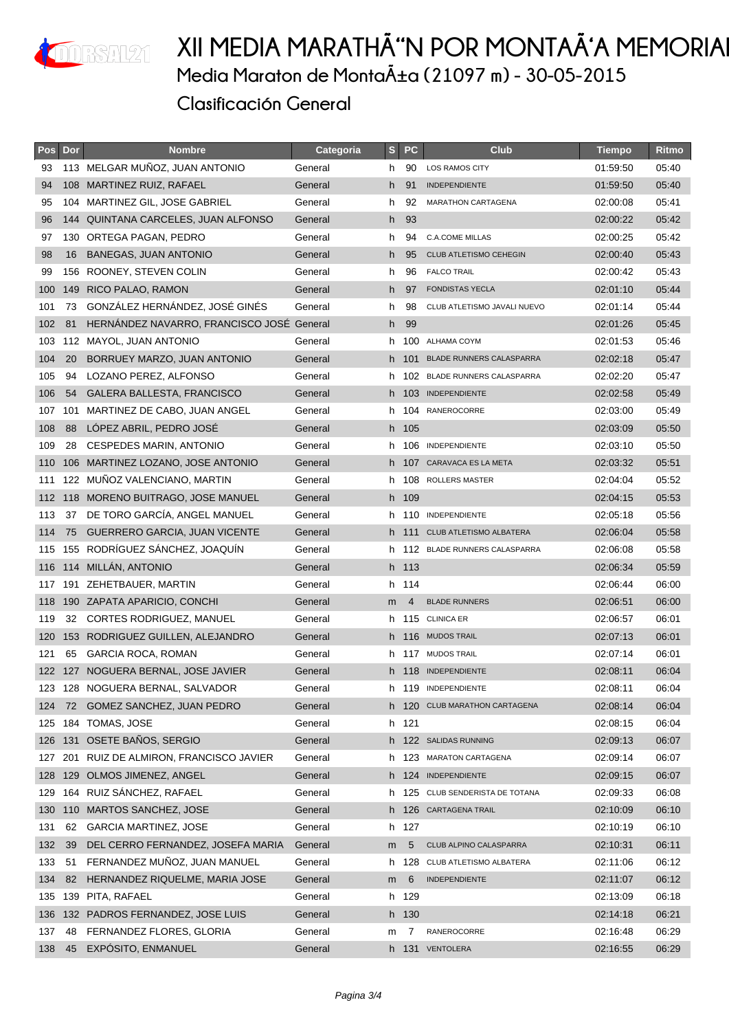# XII MEDIA MARATHÃ“N POR MONTAÃ'A MEMORIAL

## Media Maraton de MontaÃ±a (21097 m) - 30-05-2015

## Clasificación General

| Pos | Dor | Nombre | Categoria | S | PC | Club | Tiempo | Ritmo |
|---|---|---|---|---|---|---|---|---|
| 93 | 113 | MELGAR MUÑOZ, JUAN ANTONIO | General | h | 90 | LOS RAMOS CITY | 01:59:50 | 05:40 |
| 94 | 108 | MARTINEZ RUIZ, RAFAEL | General | h | 91 | INDEPENDIENTE | 01:59:50 | 05:40 |
| 95 | 104 | MARTINEZ GIL, JOSE GABRIEL | General | h | 92 | MARATHON CARTAGENA | 02:00:08 | 05:41 |
| 96 | 144 | QUINTANA CARCELES, JUAN ALFONSO | General | h | 93 | | 02:00:22 | 05:42 |
| 97 | 130 | ORTEGA PAGAN, PEDRO | General | h | 94 | C.A.COME MILLAS | 02:00:25 | 05:42 |
| 98 | 16 | BANEGAS, JUAN ANTONIO | General | h | 95 | CLUB ATLETISMO CEHEGIN | 02:00:40 | 05:43 |
| 99 | 156 | ROONEY, STEVEN COLIN | General | h | 96 | FALCO TRAIL | 02:00:42 | 05:43 |
| 100 | 149 | RICO PALAO, RAMON | General | h | 97 | FONDISTAS YECLA | 02:01:10 | 05:44 |
| 101 | 73 | GONZÁLEZ HERNÁNDEZ, JOSÉ GINÉS | General | h | 98 | CLUB ATLETISMO JAVALI NUEVO | 02:01:14 | 05:44 |
| 102 | 81 | HERNÁNDEZ NAVARRO, FRANCISCO JOSÉ | General | h | 99 | | 02:01:26 | 05:45 |
| 103 | 112 | MAYOL, JUAN ANTONIO | General | h | 100 | ALHAMA COYM | 02:01:53 | 05:46 |
| 104 | 20 | BORRUEY MARZO, JUAN ANTONIO | General | h | 101 | BLADE RUNNERS CALASPARRA | 02:02:18 | 05:47 |
| 105 | 94 | LOZANO PEREZ, ALFONSO | General | h | 102 | BLADE RUNNERS CALASPARRA | 02:02:20 | 05:47 |
| 106 | 54 | GALERA BALLESTA, FRANCISCO | General | h | 103 | INDEPENDIENTE | 02:02:58 | 05:49 |
| 107 | 101 | MARTINEZ DE CABO, JUAN ANGEL | General | h | 104 | RANEROCORRE | 02:03:00 | 05:49 |
| 108 | 88 | LÓPEZ ABRIL, PEDRO JOSÉ | General | h | 105 | | 02:03:09 | 05:50 |
| 109 | 28 | CESPEDES MARIN, ANTONIO | General | h | 106 | INDEPENDIENTE | 02:03:10 | 05:50 |
| 110 | 106 | MARTINEZ LOZANO, JOSE ANTONIO | General | h | 107 | CARAVACA ES LA META | 02:03:32 | 05:51 |
| 111 | 122 | MUÑOZ VALENCIANO, MARTIN | General | h | 108 | ROLLERS MASTER | 02:04:04 | 05:52 |
| 112 | 118 | MORENO BUITRAGO, JOSE MANUEL | General | h | 109 | | 02:04:15 | 05:53 |
| 113 | 37 | DE TORO GARCÍA, ANGEL MANUEL | General | h | 110 | INDEPENDIENTE | 02:05:18 | 05:56 |
| 114 | 75 | GUERRERO GARCIA, JUAN VICENTE | General | h | 111 | CLUB ATLETISMO ALBATERA | 02:06:04 | 05:58 |
| 115 | 155 | RODRÍGUEZ SÁNCHEZ, JOAQUÍN | General | h | 112 | BLADE RUNNERS CALASPARRA | 02:06:08 | 05:58 |
| 116 | 114 | MILLÁN, ANTONIO | General | h | 113 | | 02:06:34 | 05:59 |
| 117 | 191 | ZEHETBAUER, MARTIN | General | h | 114 | | 02:06:44 | 06:00 |
| 118 | 190 | ZAPATA APARICIO, CONCHI | General | m | 4 | BLADE RUNNERS | 02:06:51 | 06:00 |
| 119 | 32 | CORTES RODRIGUEZ, MANUEL | General | h | 115 | CLINICA ER | 02:06:57 | 06:01 |
| 120 | 153 | RODRIGUEZ GUILLEN, ALEJANDRO | General | h | 116 | MUDOS TRAIL | 02:07:13 | 06:01 |
| 121 | 65 | GARCIA ROCA, ROMAN | General | h | 117 | MUDOS TRAIL | 02:07:14 | 06:01 |
| 122 | 127 | NOGUERA BERNAL, JOSE JAVIER | General | h | 118 | INDEPENDIENTE | 02:08:11 | 06:04 |
| 123 | 128 | NOGUERA BERNAL, SALVADOR | General | h | 119 | INDEPENDIENTE | 02:08:11 | 06:04 |
| 124 | 72 | GOMEZ SANCHEZ, JUAN PEDRO | General | h | 120 | CLUB MARATHON CARTAGENA | 02:08:14 | 06:04 |
| 125 | 184 | TOMAS, JOSE | General | h | 121 | | 02:08:15 | 06:04 |
| 126 | 131 | OSETE BAÑOS, SERGIO | General | h | 122 | SALIDAS RUNNING | 02:09:13 | 06:07 |
| 127 | 201 | RUIZ DE ALMIRON, FRANCISCO JAVIER | General | h | 123 | MARATON CARTAGENA | 02:09:14 | 06:07 |
| 128 | 129 | OLMOS JIMENEZ, ANGEL | General | h | 124 | INDEPENDIENTE | 02:09:15 | 06:07 |
| 129 | 164 | RUIZ SÁNCHEZ, RAFAEL | General | h | 125 | CLUB SENDERISTA DE TOTANA | 02:09:33 | 06:08 |
| 130 | 110 | MARTOS SANCHEZ, JOSE | General | h | 126 | CARTAGENA TRAIL | 02:10:09 | 06:10 |
| 131 | 62 | GARCIA MARTINEZ, JOSE | General | h | 127 | | 02:10:19 | 06:10 |
| 132 | 39 | DEL CERRO FERNANDEZ, JOSEFA MARIA | General | m | 5 | CLUB ALPINO CALASPARRA | 02:10:31 | 06:11 |
| 133 | 51 | FERNANDEZ MUÑOZ, JUAN MANUEL | General | h | 128 | CLUB ATLETISMO ALBATERA | 02:11:06 | 06:12 |
| 134 | 82 | HERNANDEZ RIQUELME, MARIA JOSE | General | m | 6 | INDEPENDIENTE | 02:11:07 | 06:12 |
| 135 | 139 | PITA, RAFAEL | General | h | 129 | | 02:13:09 | 06:18 |
| 136 | 132 | PADROS FERNANDEZ, JOSE LUIS | General | h | 130 | | 02:14:18 | 06:21 |
| 137 | 48 | FERNANDEZ FLORES, GLORIA | General | m | 7 | RANEROCORRE | 02:16:48 | 06:29 |
| 138 | 45 | EXPÓSITO, ENMANUEL | General | h | 131 | VENTOLERA | 02:16:55 | 06:29 |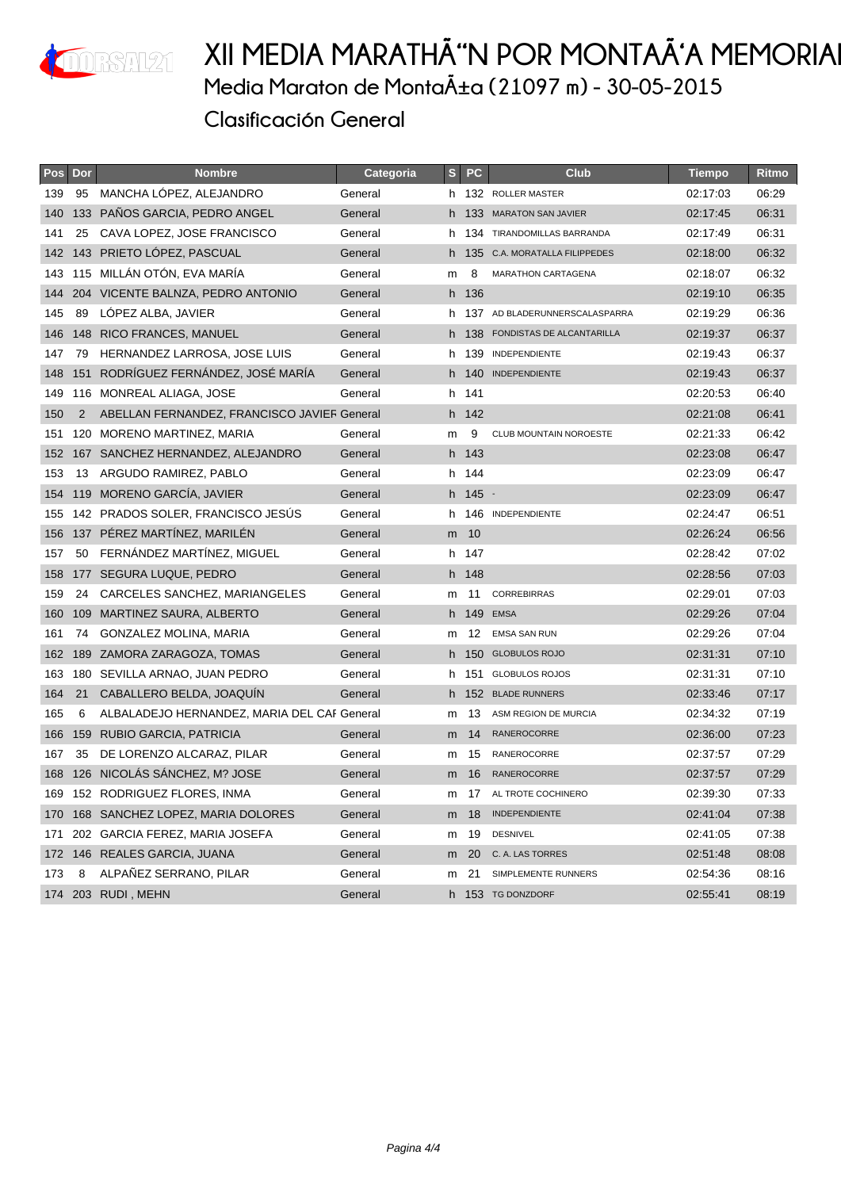# XII MEDIA MARATHÃ“N POR MONTAÃ‘A MEMORIAL

## Media Maraton de MontaÃ±a (21097 m) - 30-05-2015

## Clasificación General

| Pos | Dor | Nombre | Categoria | S | PC | Club | Tiempo | Ritmo |
|---|---|---|---|---|---|---|---|---|
| 139 | 95 | MANCHA LÓPEZ, ALEJANDRO | General | h | 132 | ROLLER MASTER | 02:17:03 | 06:29 |
| 140 | 133 | PAÑOS GARCIA, PEDRO ANGEL | General | h | 133 | MARATON SAN JAVIER | 02:17:45 | 06:31 |
| 141 | 25 | CAVA LOPEZ, JOSE FRANCISCO | General | h | 134 | TIRANDOMILLAS BARRANDA | 02:17:49 | 06:31 |
| 142 | 143 | PRIETO LÓPEZ, PASCUAL | General | h | 135 | C.A. MORATALLA FILIPPEDES | 02:18:00 | 06:32 |
| 143 | 115 | MILLÁN OTÓN, EVA MARÍA | General | m | 8 | MARATHON CARTAGENA | 02:18:07 | 06:32 |
| 144 | 204 | VICENTE BALNZA, PEDRO ANTONIO | General | h | 136 | | 02:19:10 | 06:35 |
| 145 | 89 | LÓPEZ ALBA, JAVIER | General | h | 137 | AD BLADERUNNERSCALASPARRA | 02:19:29 | 06:36 |
| 146 | 148 | RICO FRANCES, MANUEL | General | h | 138 | FONDISTAS DE ALCANTARILLA | 02:19:37 | 06:37 |
| 147 | 79 | HERNANDEZ LARROSA, JOSE LUIS | General | h | 139 | INDEPENDIENTE | 02:19:43 | 06:37 |
| 148 | 151 | RODRÍGUEZ FERNÁNDEZ, JOSÉ MARÍA | General | h | 140 | INDEPENDIENTE | 02:19:43 | 06:37 |
| 149 | 116 | MONREAL ALIAGA, JOSE | General | h | 141 | | 02:20:53 | 06:40 |
| 150 | 2 | ABELLAN FERNANDEZ, FRANCISCO JAVIER | General | h | 142 | | 02:21:08 | 06:41 |
| 151 | 120 | MORENO MARTINEZ, MARIA | General | m | 9 | CLUB MOUNTAIN NOROESTE | 02:21:33 | 06:42 |
| 152 | 167 | SANCHEZ HERNANDEZ, ALEJANDRO | General | h | 143 | | 02:23:08 | 06:47 |
| 153 | 13 | ARGUDO RAMIREZ, PABLO | General | h | 144 | | 02:23:09 | 06:47 |
| 154 | 119 | MORENO GARCÍA, JAVIER | General | h | 145 | - | 02:23:09 | 06:47 |
| 155 | 142 | PRADOS SOLER, FRANCISCO JESÚS | General | h | 146 | INDEPENDIENTE | 02:24:47 | 06:51 |
| 156 | 137 | PÉREZ MARTÍNEZ, MARILÉN | General | m | 10 | | 02:26:24 | 06:56 |
| 157 | 50 | FERNÁNDEZ MARTÍNEZ, MIGUEL | General | h | 147 | | 02:28:42 | 07:02 |
| 158 | 177 | SEGURA LUQUE, PEDRO | General | h | 148 | | 02:28:56 | 07:03 |
| 159 | 24 | CARCELES SANCHEZ, MARIANGELES | General | m | 11 | CORREBIRRAS | 02:29:01 | 07:03 |
| 160 | 109 | MARTINEZ SAURA, ALBERTO | General | h | 149 | EMSA | 02:29:26 | 07:04 |
| 161 | 74 | GONZALEZ MOLINA, MARIA | General | m | 12 | EMSA SAN RUN | 02:29:26 | 07:04 |
| 162 | 189 | ZAMORA ZARAGOZA, TOMAS | General | h | 150 | GLOBULOS ROJO | 02:31:31 | 07:10 |
| 163 | 180 | SEVILLA ARNAO, JUAN PEDRO | General | h | 151 | GLOBULOS ROJOS | 02:31:31 | 07:10 |
| 164 | 21 | CABALLERO BELDA, JOAQUÍN | General | h | 152 | BLADE RUNNERS | 02:33:46 | 07:17 |
| 165 | 6 | ALBALADEJO HERNANDEZ, MARIA DEL CAF | General | m | 13 | ASM REGION DE MURCIA | 02:34:32 | 07:19 |
| 166 | 159 | RUBIO GARCIA, PATRICIA | General | m | 14 | RANEROCORRE | 02:36:00 | 07:23 |
| 167 | 35 | DE LORENZO ALCARAZ, PILAR | General | m | 15 | RANEROCORRE | 02:37:57 | 07:29 |
| 168 | 126 | NICOLÁS SÁNCHEZ, M? JOSE | General | m | 16 | RANEROCORRE | 02:37:57 | 07:29 |
| 169 | 152 | RODRIGUEZ FLORES, INMA | General | m | 17 | AL TROTE COCHINERO | 02:39:30 | 07:33 |
| 170 | 168 | SANCHEZ LOPEZ, MARIA DOLORES | General | m | 18 | INDEPENDIENTE | 02:41:04 | 07:38 |
| 171 | 202 | GARCIA FEREZ, MARIA JOSEFA | General | m | 19 | DESNIVEL | 02:41:05 | 07:38 |
| 172 | 146 | REALES GARCIA, JUANA | General | m | 20 | C. A. LAS TORRES | 02:51:48 | 08:08 |
| 173 | 8 | ALPAÑEZ SERRANO, PILAR | General | m | 21 | SIMPLEMENTE RUNNERS | 02:54:36 | 08:16 |
| 174 | 203 | RUDI , MEHN | General | h | 153 | TG DONZDORF | 02:55:41 | 08:19 |